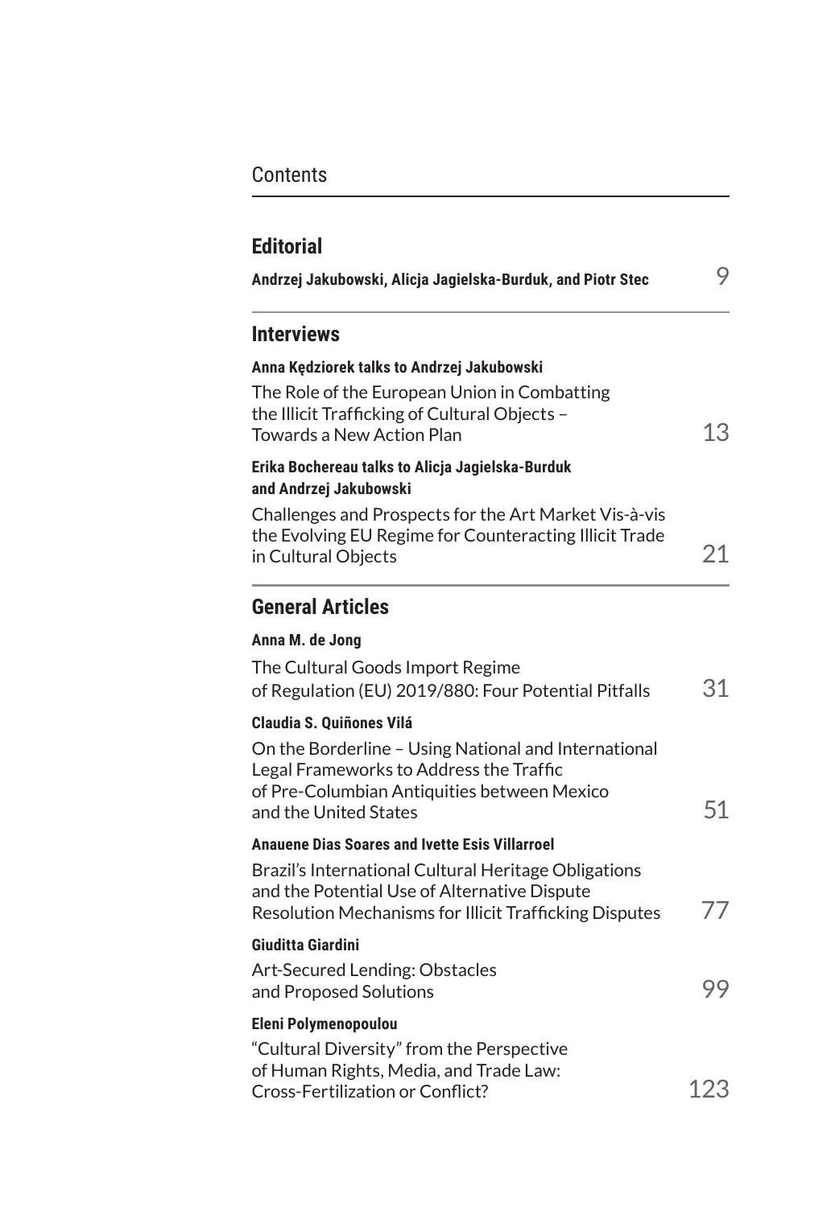# Contents

## Editorial

**Andrzej Jakubowski, Alicja Jagielska-Burduk, and Piotr Stec** 9

## Interviews

**Anna Kędziorek talks to Andrzej Jakubowski**

The Role of the European Union in Combatting the Illicit Trafficking of Cultural Objects – Towards a New Action Plan 13

**Erika Bochereau talks to Alicja Jagielska-Burduk and Andrzej Jakubowski**

Challenges and Prospects for the Art Market Vis-à-vis the Evolving EU Regime for Counteracting Illicit Trade in Cultural Objects 21

## General Articles

**Anna M. de Jong**

The Cultural Goods Import Regime of Regulation (EU) 2019/880: Four Potential Pitfalls 31

**Claudia S. Quiñones Vilá**

On the Borderline – Using National and International Legal Frameworks to Address the Traffic of Pre-Columbian Antiquities between Mexico and the United States 51

**Anauene Dias Soares and Ivette Esis Villarroel**

Brazil's International Cultural Heritage Obligations and the Potential Use of Alternative Dispute Resolution Mechanisms for Illicit Trafficking Disputes 77

**Giuditta Giardini**

Art-Secured Lending: Obstacles and Proposed Solutions 99

**Eleni Polymenopoulou**

"Cultural Diversity" from the Perspective of Human Rights, Media, and Trade Law: Cross-Fertilization or Conflict? 123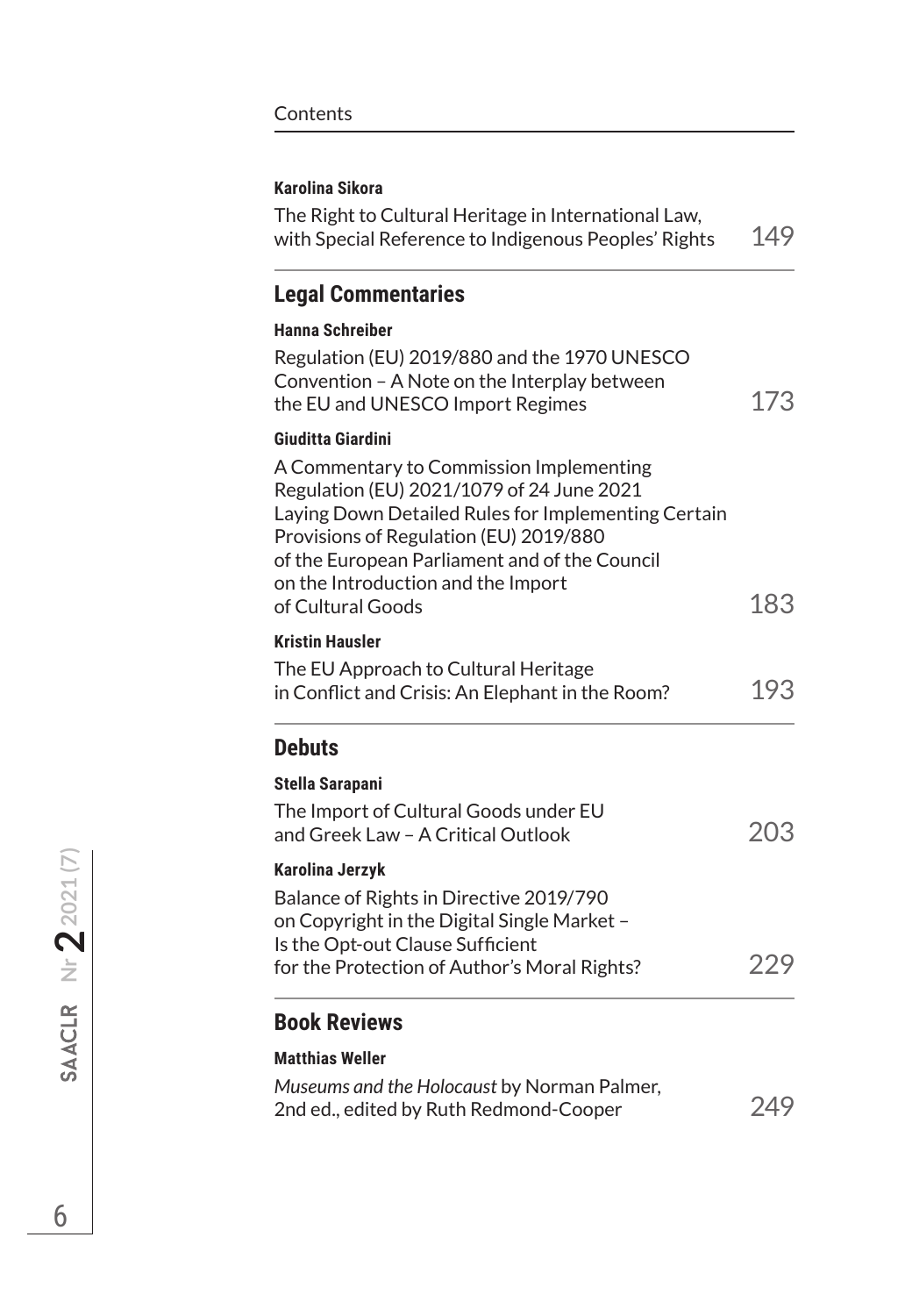Contents

**Karolina Sikora**

The Right to Cultural Heritage in International Law, with Special Reference to Indigenous Peoples' Rights 149

## Legal Commentaries

**Hanna Schreiber**

Regulation (EU) 2019/880 and the 1970 UNESCO Convention – A Note on the Interplay between the EU and UNESCO Import Regimes 173

**Giuditta Giardini**

A Commentary to Commission Implementing Regulation (EU) 2021/1079 of 24 June 2021 Laying Down Detailed Rules for Implementing Certain Provisions of Regulation (EU) 2019/880 of the European Parliament and of the Council on the Introduction and the Import of Cultural Goods 183

**Kristin Hausler**

The EU Approach to Cultural Heritage in Conflict and Crisis: An Elephant in the Room? 193

## Debuts

**Stella Sarapani**

The Import of Cultural Goods under EU and Greek Law – A Critical Outlook 203

**Karolina Jerzyk**

Balance of Rights in Directive 2019/790 on Copyright in the Digital Single Market – Is the Opt-out Clause Sufficient for the Protection of Author's Moral Rights? 229

## Book Reviews

**Matthias Weller**

*Museums and the Holocaust* by Norman Palmer, 2nd ed., edited by Ruth Redmond-Cooper 249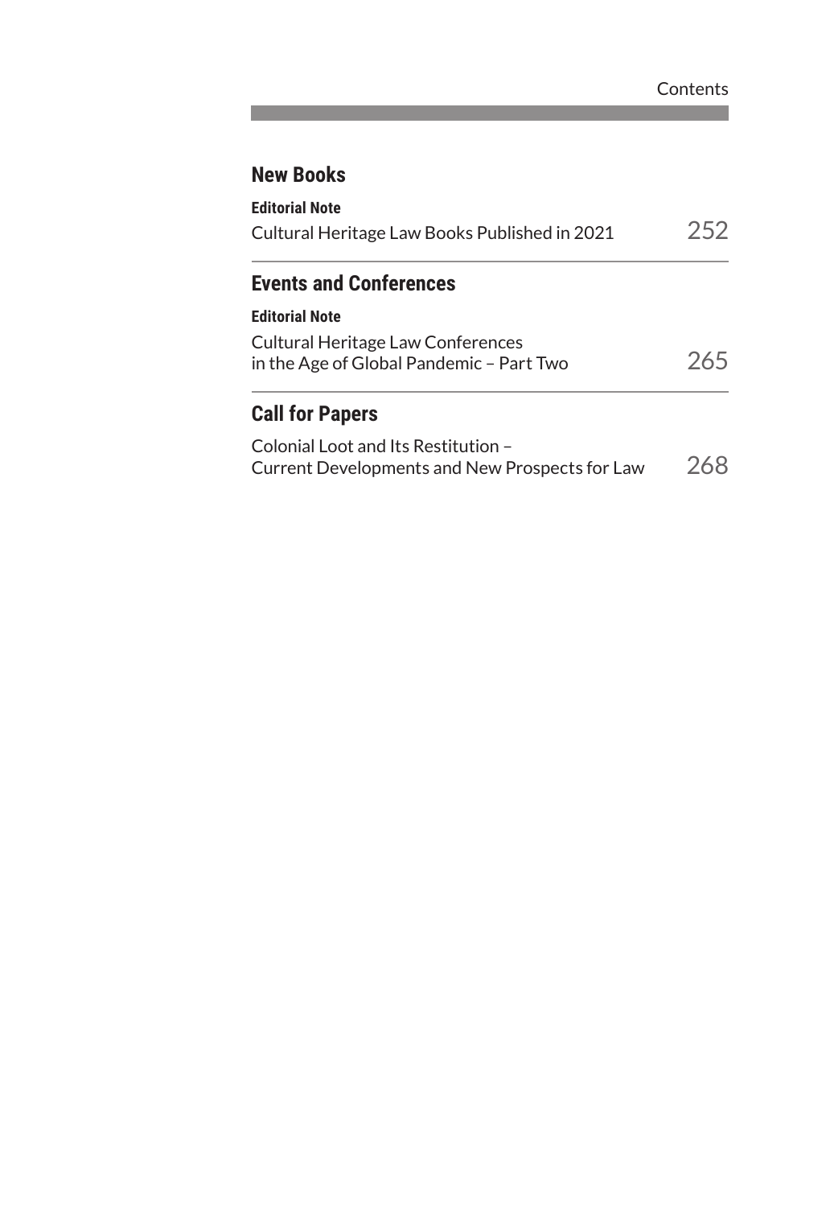## New Books

**Editorial Note**

Cultural Heritage Law Books Published in 2021 252

## Events and Conferences

**Editorial Note**

Cultural Heritage Law Conferences
in the Age of Global Pandemic – Part Two 265

## Call for Papers

Colonial Loot and Its Restitution –
Current Developments and New Prospects for Law 268